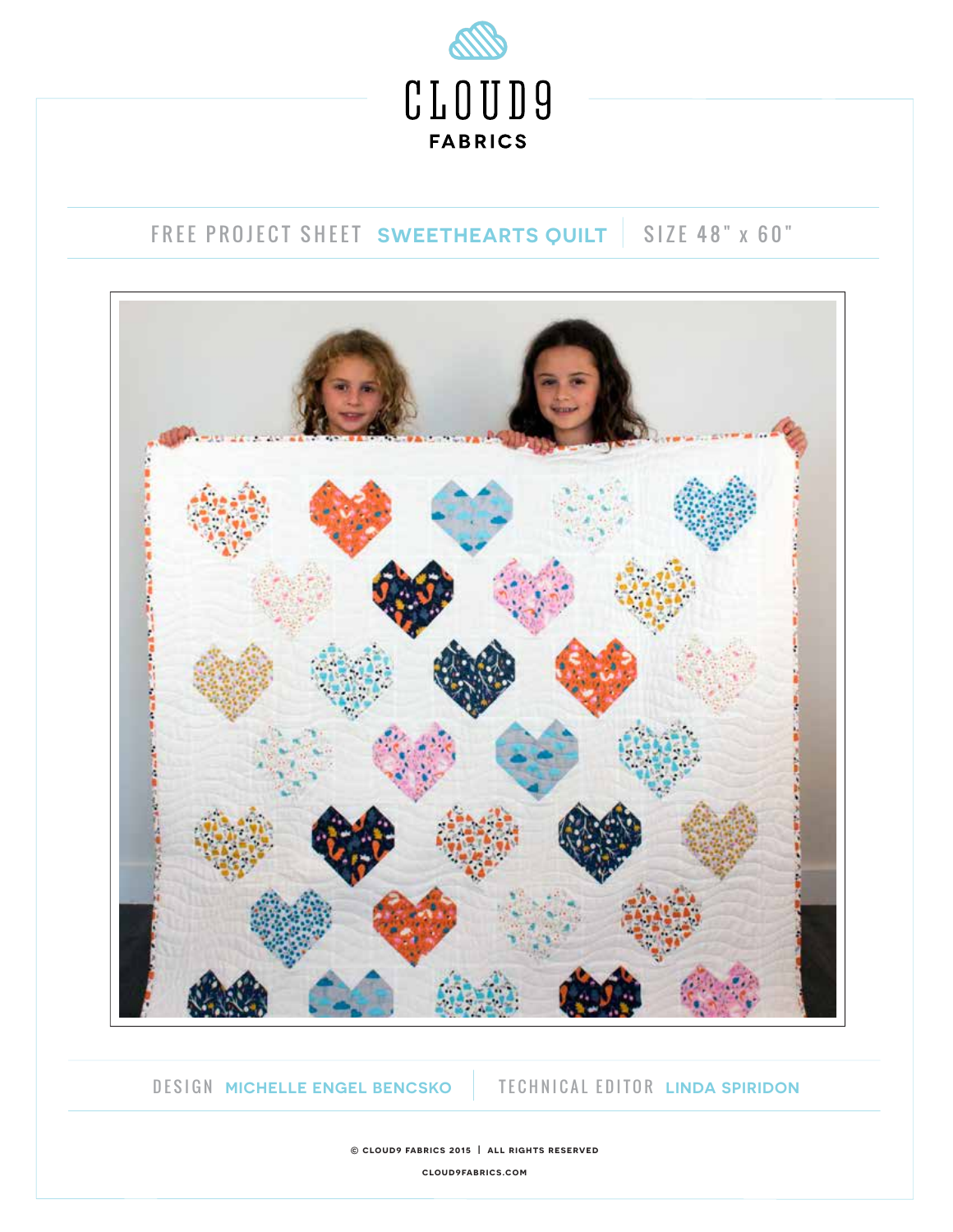# CLOUD9 FABRICS

FREE PROJECT SHEET **SWEETHEARTS QUILT** | SIZE 48" x 60"

DESIGN **MICHELLE ENGEL BENCSKO** | TECHNICAL EDITOR **LINDA SPIRIDON**

© CLOUD9 FABRICS 2015 | ALL RIGHTS RESERVED

CLOUD9FABRICS.COM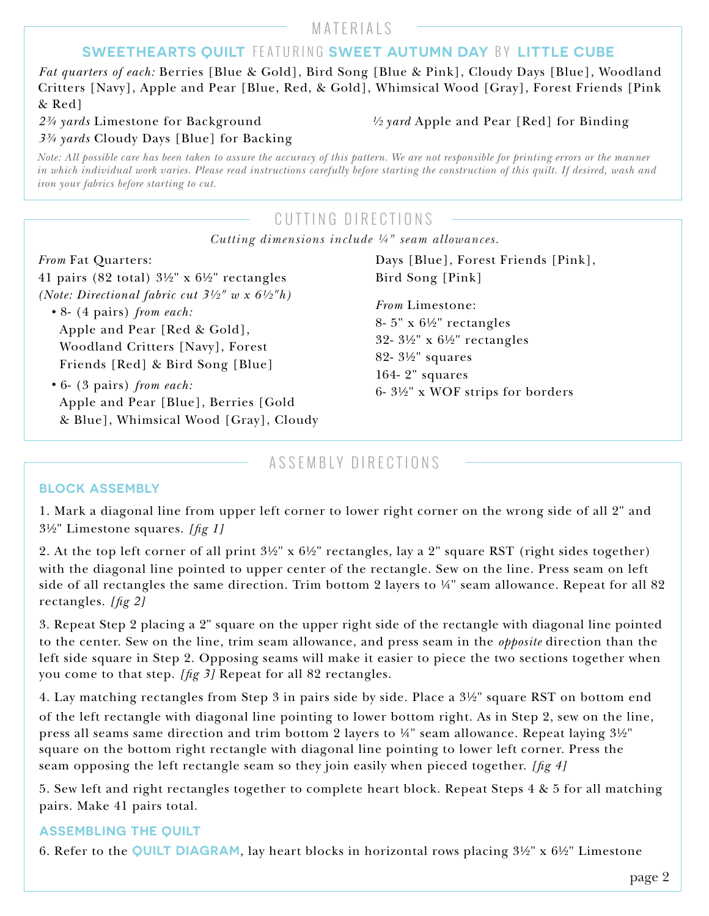## MATERIALS

### SWEETHEARTS QUILT FEATURING SWEET AUTUMN DAY BY LITTLE CUBE

*Fat quarters of each:* Berries [Blue & Gold], Bird Song [Blue & Pink], Cloudy Days [Blue], Woodland Critters [Navy], Apple and Pear [Blue, Red, & Gold], Whimsical Wood [Gray], Forest Friends [Pink & Red]

*2¾ yards* Limestone for Background

*3¾ yards* Cloudy Days [Blue] for Backing

*½ yard* Apple and Pear [Red] for Binding

*Note: All possible care has been taken to assure the accuracy of this pattern. We are not responsible for printing errors or the manner in which individual work varies. Please read instructions carefully before starting the construction of this quilt. If desired, wash and iron your fabrics before starting to cut.*

## CUTTING DIRECTIONS

*Cutting dimensions include ¼" seam allowances.*

*From* Fat Quarters:

41 pairs (82 total) 3½" x 6½" rectangles

*(Note: Directional fabric cut 3½" w x 6½"h)*

- 8- (4 pairs) *from each:* Apple and Pear [Red & Gold], Woodland Critters [Navy], Forest Friends [Red] & Bird Song [Blue]
- 6- (3 pairs) *from each:* Apple and Pear [Blue], Berries [Gold & Blue], Whimsical Wood [Gray], Cloudy Days [Blue], Forest Friends [Pink], Bird Song [Pink]

*From* Limestone:

8- 5" x 6½" rectangles

32- 3½" x 6½" rectangles

82- 3½" squares

164- 2" squares

6- 3½" x WOF strips for borders

## ASSEMBLY DIRECTIONS

### BLOCK ASSEMBLY

1. Mark a diagonal line from upper left corner to lower right corner on the wrong side of all 2" and 3½" Limestone squares. *[fig 1]*

2. At the top left corner of all print 3½" x 6½" rectangles, lay a 2" square RST (right sides together) with the diagonal line pointed to upper center of the rectangle. Sew on the line. Press seam on left side of all rectangles the same direction. Trim bottom 2 layers to ¼" seam allowance. Repeat for all 82 rectangles. *[fig 2]*

3. Repeat Step 2 placing a 2" square on the upper right side of the rectangle with diagonal line pointed to the center. Sew on the line, trim seam allowance, and press seam in the *opposite* direction than the left side square in Step 2. Opposing seams will make it easier to piece the two sections together when you come to that step. *[fig 3]* Repeat for all 82 rectangles.

4. Lay matching rectangles from Step 3 in pairs side by side. Place a 3½" square RST on bottom end of the left rectangle with diagonal line pointing to lower bottom right. As in Step 2, sew on the line, press all seams same direction and trim bottom 2 layers to ¼" seam allowance. Repeat laying 3½" square on the bottom right rectangle with diagonal line pointing to lower left corner. Press the seam opposing the left rectangle seam so they join easily when pieced together. *[fig 4]*

5. Sew left and right rectangles together to complete heart block. Repeat Steps 4 & 5 for all matching pairs. Make 41 pairs total.

### ASSEMBLING THE QUILT

6. Refer to the **QUILT DIAGRAM**, lay heart blocks in horizontal rows placing 3½" x 6½" Limestone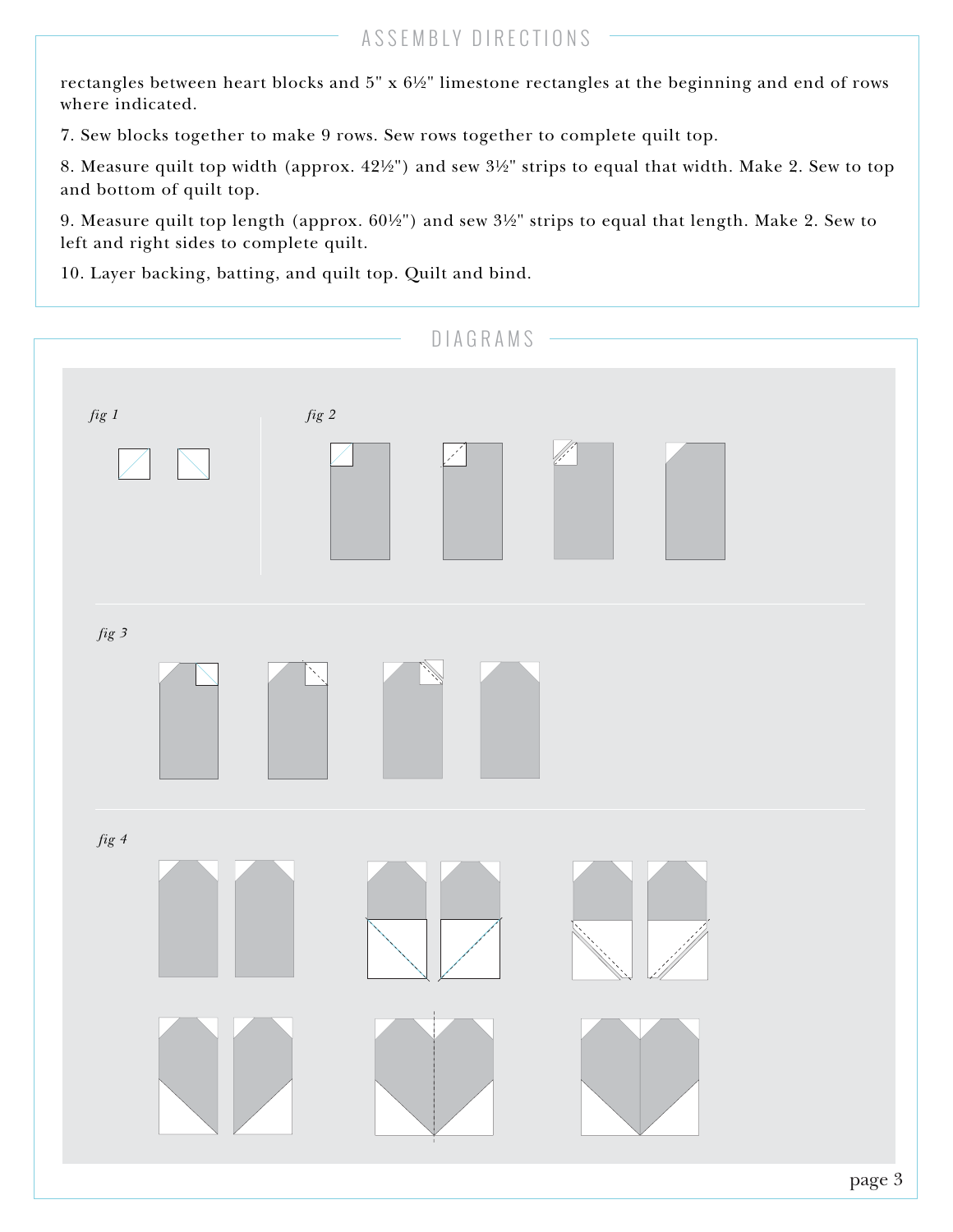## ASSEMBLY DIRECTIONS

rectangles between heart blocks and 5" x 6½" limestone rectangles at the beginning and end of rows where indicated.

7. Sew blocks together to make 9 rows. Sew rows together to complete quilt top.

8. Measure quilt top width (approx. 42½") and sew 3½" strips to equal that width. Make 2. Sew to top and bottom of quilt top.

9. Measure quilt top length (approx. 60½") and sew 3½" strips to equal that length. Make 2. Sew to left and right sides to complete quilt.

10. Layer backing, batting, and quilt top. Quilt and bind.

## DIAGRAMS

*fig 1*

*fig 2*

*fig 3*

*fig 4*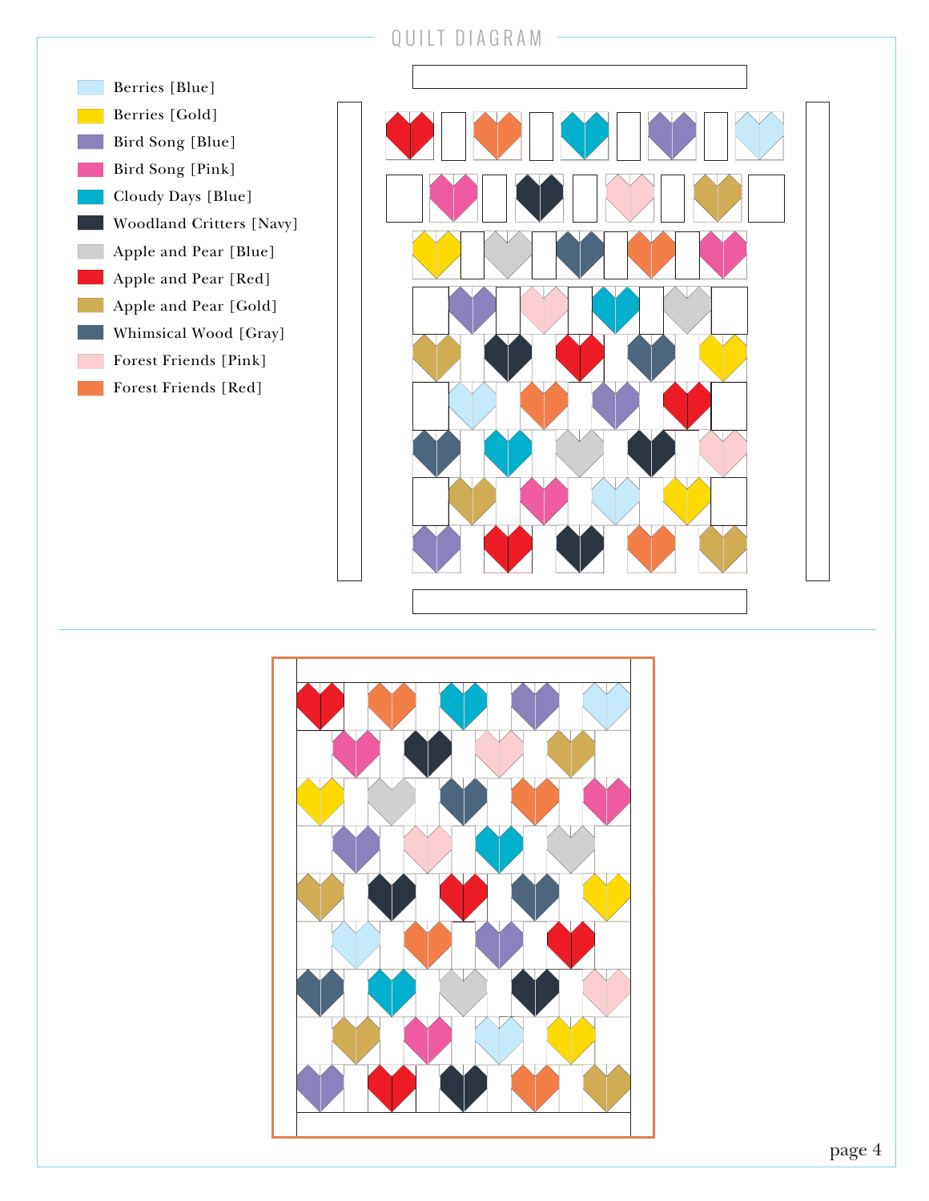# QUILT DIAGRAM

- Berries [Blue]
- Berries [Gold]
- Bird Song [Blue]
- Bird Song [Pink]
- Cloudy Days [Blue]
- Woodland Critters [Navy]
- Apple and Pear [Blue]
- Apple and Pear [Red]
- Apple and Pear [Gold]
- Whimsical Wood [Gray]
- Forest Friends [Pink]
- Forest Friends [Red]